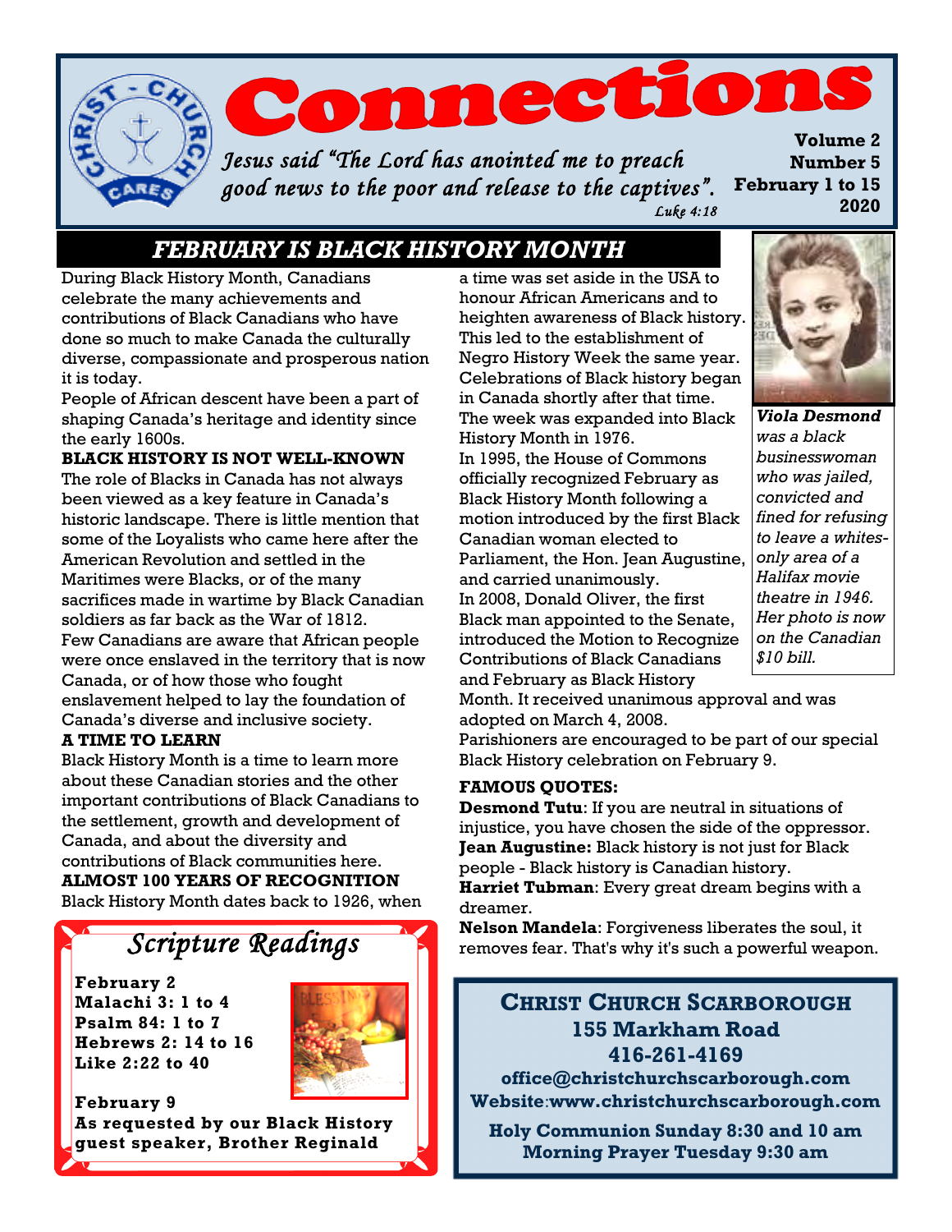# Connections

*Jesus said "The Lord has anointed me to preach good news to the poor and release to the captives".* *Luke 4:18*

**Volume 2**
**Number 5**
**February 1 to 15**
**2020**

## FEBRUARY IS BLACK HISTORY MONTH

During Black History Month, Canadians celebrate the many achievements and contributions of Black Canadians who have done so much to make Canada the culturally diverse, compassionate and prosperous nation it is today.

People of African descent have been a part of shaping Canada's heritage and identity since the early 1600s.

**BLACK HISTORY IS NOT WELL-KNOWN**

The role of Blacks in Canada has not always been viewed as a key feature in Canada's historic landscape. There is little mention that some of the Loyalists who came here after the American Revolution and settled in the Maritimes were Blacks, or of the many sacrifices made in wartime by Black Canadian soldiers as far back as the War of 1812.

Few Canadians are aware that African people were once enslaved in the territory that is now Canada, or of how those who fought enslavement helped to lay the foundation of Canada's diverse and inclusive society.

**A TIME TO LEARN**

Black History Month is a time to learn more about these Canadian stories and the other important contributions of Black Canadians to the settlement, growth and development of Canada, and about the diversity and contributions of Black communities here.

**ALMOST 100 YEARS OF RECOGNITION**

Black History Month dates back to 1926, when a time was set aside in the USA to honour African Americans and to heighten awareness of Black history. This led to the establishment of Negro History Week the same year. Celebrations of Black history began in Canada shortly after that time. The week was expanded into Black History Month in 1976.

In 1995, the House of Commons officially recognized February as Black History Month following a motion introduced by the first Black Canadian woman elected to Parliament, the Hon. Jean Augustine, and carried unanimously.

In 2008, Donald Oliver, the first Black man appointed to the Senate, introduced the Motion to Recognize Contributions of Black Canadians and February as Black History Month. It received unanimous approval and was adopted on March 4, 2008.

Parishioners are encouraged to be part of our special Black History celebration on February 9.

***Viola Desmond*** *was a black businesswoman who was jailed, convicted and fined for refusing to leave a whites-only area of a Halifax movie theatre in 1946. Her photo is now on the Canadian $10 bill.*

**FAMOUS QUOTES:**

**Desmond Tutu**: If you are neutral in situations of injustice, you have chosen the side of the oppressor.
**Jean Augustine:** Black history is not just for Black people - Black history is Canadian history.
**Harriet Tubman**: Every great dream begins with a dreamer.
**Nelson Mandela**: Forgiveness liberates the soul, it removes fear. That's why it's such a powerful weapon.

## *Scripture Readings*

**February 2**
**Malachi 3: 1 to 4**
**Psalm 84: 1 to 7**
**Hebrews 2: 14 to 16**
**Like 2:22 to 40**

**February 9**
**As requested by our Black History guest speaker, Brother Reginald**

**CHRIST CHURCH SCARBOROUGH**
**155 Markham Road**
**416-261-4169**
**office@christchurchscarborough.com**
**Website:www.christchurchscarborough.com**

**Holy Communion Sunday 8:30 and 10 am**
**Morning Prayer Tuesday 9:30 am**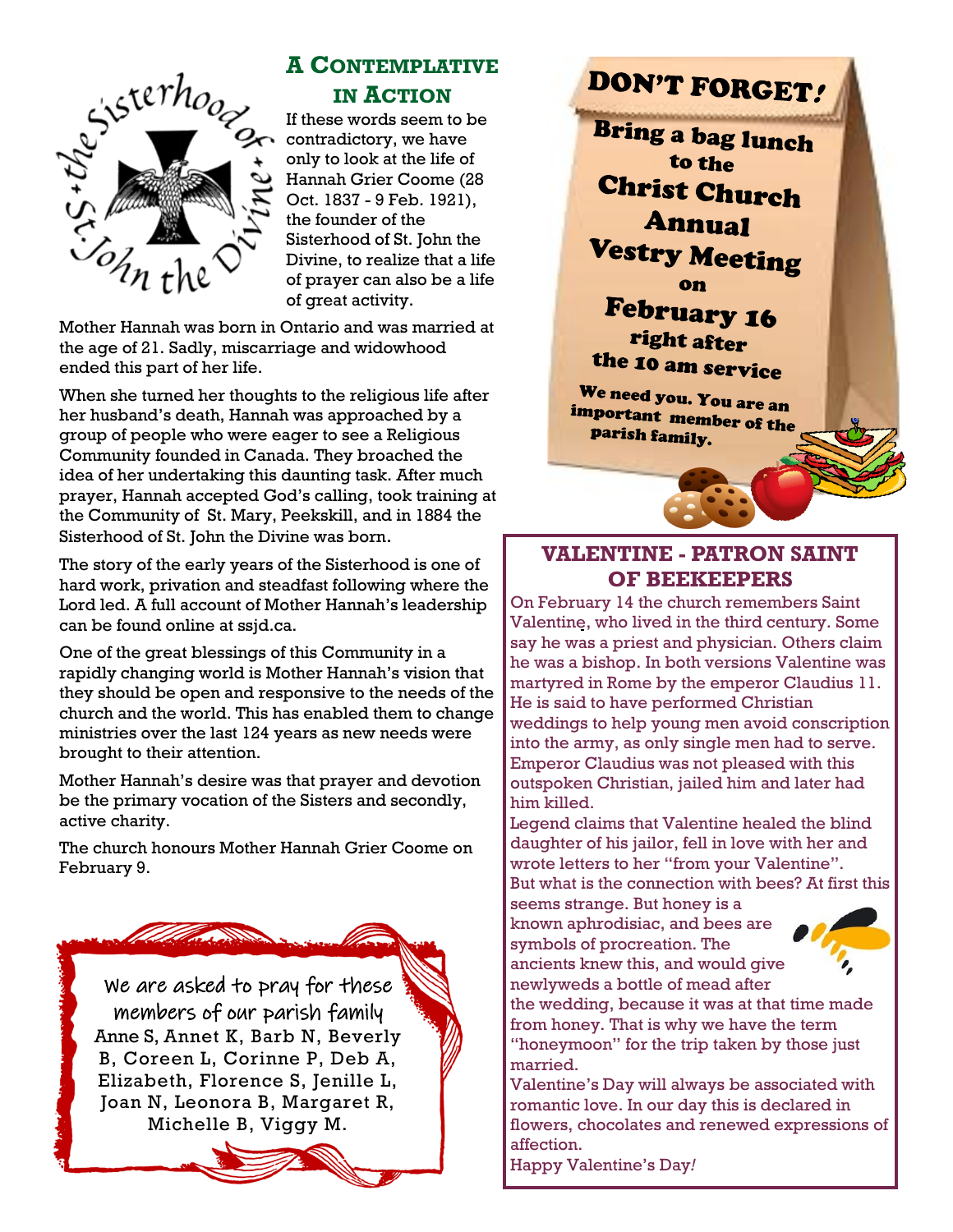## A Contemplative in Action

If these words seem to be contradictory, we have only to look at the life of Hannah Grier Coome (28 Oct. 1837 - 9 Feb. 1921), the founder of the Sisterhood of St. John the Divine, to realize that a life of prayer can also be a life of great activity.

Mother Hannah was born in Ontario and was married at the age of 21. Sadly, miscarriage and widowhood ended this part of her life.

When she turned her thoughts to the religious life after her husband's death, Hannah was approached by a group of people who were eager to see a Religious Community founded in Canada. They broached the idea of her undertaking this daunting task. After much prayer, Hannah accepted God's calling, took training at the Community of St. Mary, Peekskill, and in 1884 the Sisterhood of St. John the Divine was born.

The story of the early years of the Sisterhood is one of hard work, privation and steadfast following where the Lord led. A full account of Mother Hannah's leadership can be found online at ssjd.ca.

One of the great blessings of this Community in a rapidly changing world is Mother Hannah's vision that they should be open and responsive to the needs of the church and the world. This has enabled them to change ministries over the last 124 years as new needs were brought to their attention.

Mother Hannah's desire was that prayer and devotion be the primary vocation of the Sisters and secondly, active charity.

The church honours Mother Hannah Grier Coome on February 9.

We are asked to pray for these members of our parish family

Anne S, Annet K, Barb N, Beverly B, Coreen L, Corinne P, Deb A, Elizabeth, Florence S, Jenille L, Joan N, Leonora B, Margaret R, Michelle B, Viggy M.

## DON'T FORGET!

**Bring a bag lunch to the Christ Church Annual Vestry Meeting on February 16 right after the 10 am service**

We need you. You are an important member of the parish family.

## VALENTINE - PATRON SAINT OF BEEKEEPERS

On February 14 the church remembers Saint Valentine, who lived in the third century. Some say he was a priest and physician. Others claim he was a bishop. In both versions Valentine was martyred in Rome by the emperor Claudius 11. He is said to have performed Christian weddings to help young men avoid conscription into the army, as only single men had to serve. Emperor Claudius was not pleased with this outspoken Christian, jailed him and later had him killed.

Legend claims that Valentine healed the blind daughter of his jailor, fell in love with her and wrote letters to her "from your Valentine".

But what is the connection with bees? At first this seems strange. But honey is a known aphrodisiac, and bees are symbols of procreation. The ancients knew this, and would give newlyweds a bottle of mead after the wedding, because it was at that time made from honey. That is why we have the term "honeymoon" for the trip taken by those just married.

Valentine's Day will always be associated with romantic love. In our day this is declared in flowers, chocolates and renewed expressions of affection.

Happy Valentine's Day!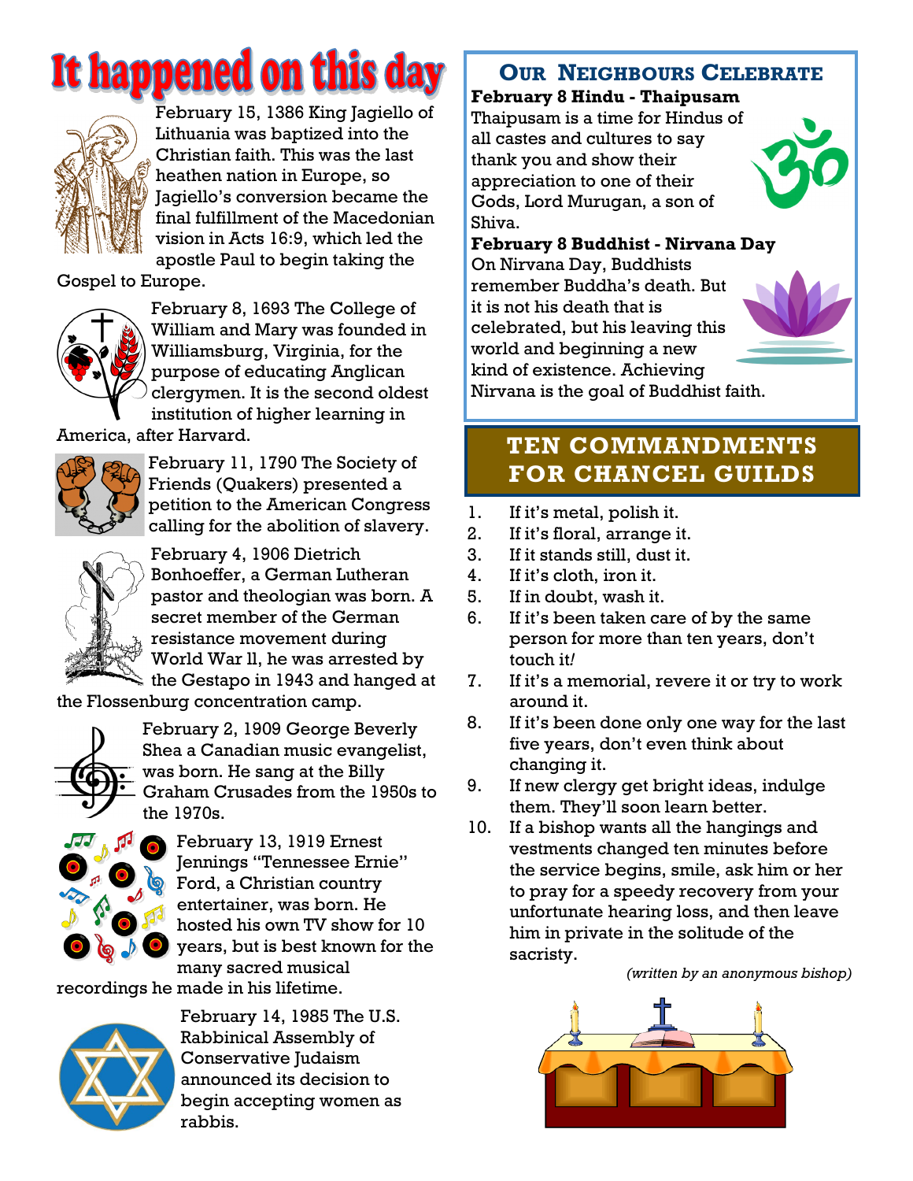# It happened on this day

February 15, 1386 King Jagiello of Lithuania was baptized into the Christian faith. This was the last heathen nation in Europe, so Jagiello's conversion became the final fulfillment of the Macedonian vision in Acts 16:9, which led the apostle Paul to begin taking the Gospel to Europe.

February 8, 1693 The College of William and Mary was founded in Williamsburg, Virginia, for the purpose of educating Anglican clergymen. It is the second oldest institution of higher learning in America, after Harvard.

February 11, 1790 The Society of Friends (Quakers) presented a petition to the American Congress calling for the abolition of slavery.

February 4, 1906 Dietrich Bonhoeffer, a German Lutheran pastor and theologian was born. A secret member of the German resistance movement during World War ll, he was arrested by the Gestapo in 1943 and hanged at the Flossenburg concentration camp.

February 2, 1909 George Beverly Shea a Canadian music evangelist, was born. He sang at the Billy Graham Crusades from the 1950s to the 1970s.

February 13, 1919 Ernest Jennings "Tennessee Ernie" Ford, a Christian country entertainer, was born. He hosted his own TV show for 10 years, but is best known for the many sacred musical recordings he made in his lifetime.

February 14, 1985 The U.S. Rabbinical Assembly of Conservative Judaism announced its decision to begin accepting women as rabbis.

## Our Neighbours Celebrate

**February 8 Hindu - Thaipusam**

Thaipusam is a time for Hindus of all castes and cultures to say thank you and show their appreciation to one of their Gods, Lord Murugan, a son of Shiva.

**February 8 Buddhist - Nirvana Day**

On Nirvana Day, Buddhists remember Buddha's death. But it is not his death that is celebrated, but his leaving this world and beginning a new kind of existence. Achieving Nirvana is the goal of Buddhist faith.

## Ten Commandments for Chancel Guilds

1. If it's metal, polish it.
2. If it's floral, arrange it.
3. If it stands still, dust it.
4. If it's cloth, iron it.
5. If in doubt, wash it.
6. If it's been taken care of by the same person for more than ten years, don't touch it!
7. If it's a memorial, revere it or try to work around it.
8. If it's been done only one way for the last five years, don't even think about changing it.
9. If new clergy get bright ideas, indulge them. They'll soon learn better.
10. If a bishop wants all the hangings and vestments changed ten minutes before the service begins, smile, ask him or her to pray for a speedy recovery from your unfortunate hearing loss, and then leave him in private in the solitude of the sacristy.

*(written by an anonymous bishop)*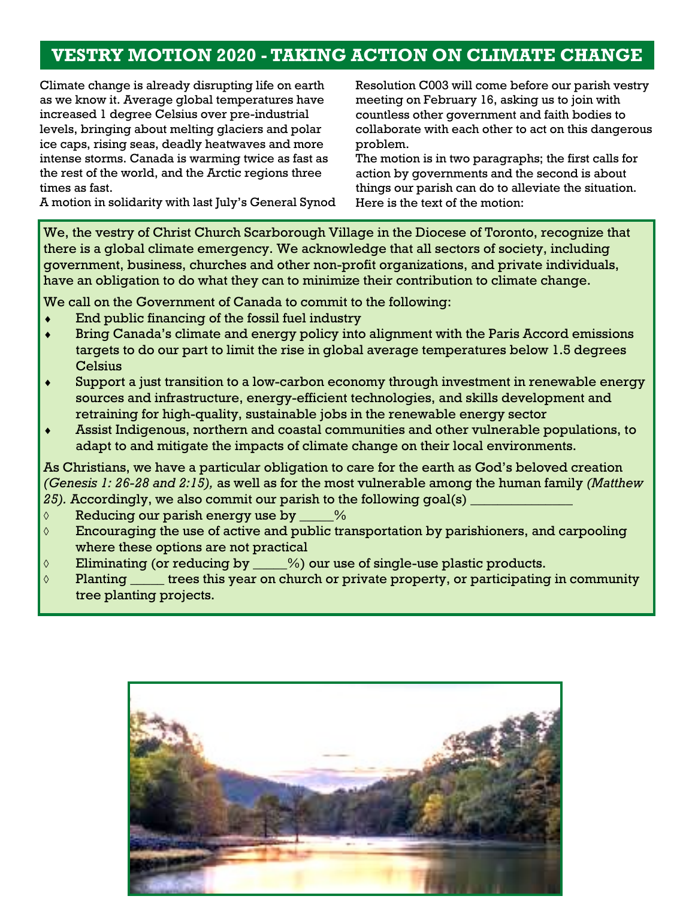## VESTRY MOTION 2020 - TAKING ACTION ON CLIMATE CHANGE

Climate change is already disrupting life on earth as we know it. Average global temperatures have increased 1 degree Celsius over pre-industrial levels, bringing about melting glaciers and polar ice caps, rising seas, deadly heatwaves and more intense storms. Canada is warming twice as fast as the rest of the world, and the Arctic regions three times as fast.

A motion in solidarity with last July's General Synod Resolution C003 will come before our parish vestry meeting on February 16, asking us to join with countless other government and faith bodies to collaborate with each other to act on this dangerous problem.

The motion is in two paragraphs; the first calls for action by governments and the second is about things our parish can do to alleviate the situation. Here is the text of the motion:

We, the vestry of Christ Church Scarborough Village in the Diocese of Toronto, recognize that there is a global climate emergency. We acknowledge that all sectors of society, including government, business, churches and other non-profit organizations, and private individuals, have an obligation to do what they can to minimize their contribution to climate change.

We call on the Government of Canada to commit to the following:

- End public financing of the fossil fuel industry
- Bring Canada's climate and energy policy into alignment with the Paris Accord emissions targets to do our part to limit the rise in global average temperatures below 1.5 degrees Celsius
- Support a just transition to a low-carbon economy through investment in renewable energy sources and infrastructure, energy-efficient technologies, and skills development and retraining for high-quality, sustainable jobs in the renewable energy sector
- Assist Indigenous, northern and coastal communities and other vulnerable populations, to adapt to and mitigate the impacts of climate change on their local environments.

As Christians, we have a particular obligation to care for the earth as God's beloved creation *(Genesis 1: 26-28 and 2:15),* as well as for the most vulnerable among the human family *(Matthew 25).* Accordingly, we also commit our parish to the following goal(s) ______________

- ◊ Reducing our parish energy use by _____%
- ◊ Encouraging the use of active and public transportation by parishioners, and carpooling where these options are not practical
- ◊ Eliminating (or reducing by _____%) our use of single-use plastic products.
- ◊ Planting _____ trees this year on church or private property, or participating in community tree planting projects.